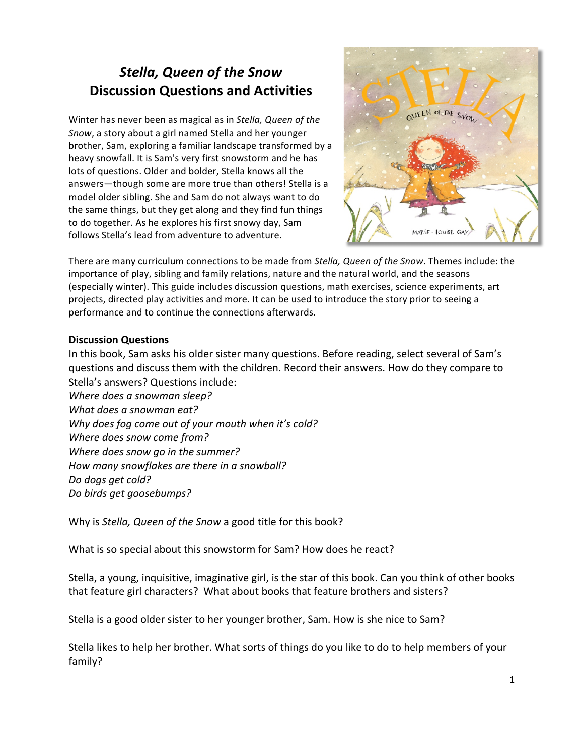# *Stella, Queen of the Snow* Discussion Questions and Activities

Winter has never been as magical as in *Stella, Queen of the Snow*, a story about a girl named Stella and her younger brother, Sam, exploring a familiar landscape transformed by a heavy snowfall. It is Sam's very first snowstorm and he has lots of questions. Older and bolder, Stella knows all the answers—though some are more true than others! Stella is a model older sibling. She and Sam do not always want to do the same things, but they get along and they find fun things to do together. As he explores his first snowy day, Sam follows Stella's lead from adventure to adventure.

There are many curriculum connections to be made from *Stella, Queen of the Snow*. Themes include: the importance of play, sibling and family relations, nature and the natural world, and the seasons (especially winter). This guide includes discussion questions, math exercises, science experiments, art projects, directed play activities and more. It can be used to introduce the story prior to seeing a performance and to continue the connections afterwards.

**Discussion Questions**

In this book, Sam asks his older sister many questions. Before reading, select several of Sam's questions and discuss them with the children. Record their answers. How do they compare to Stella's answers? Questions include:
*Where does a snowman sleep?*
*What does a snowman eat?*
*Why does fog come out of your mouth when it's cold?*
*Where does snow come from?*
*Where does snow go in the summer?*
*How many snowflakes are there in a snowball?*
*Do dogs get cold?*
*Do birds get goosebumps?*

Why is *Stella, Queen of the Snow* a good title for this book?

What is so special about this snowstorm for Sam? How does he react?

Stella, a young, inquisitive, imaginative girl, is the star of this book. Can you think of other books that feature girl characters? What about books that feature brothers and sisters?

Stella is a good older sister to her younger brother, Sam. How is she nice to Sam?

Stella likes to help her brother. What sorts of things do you like to do to help members of your family?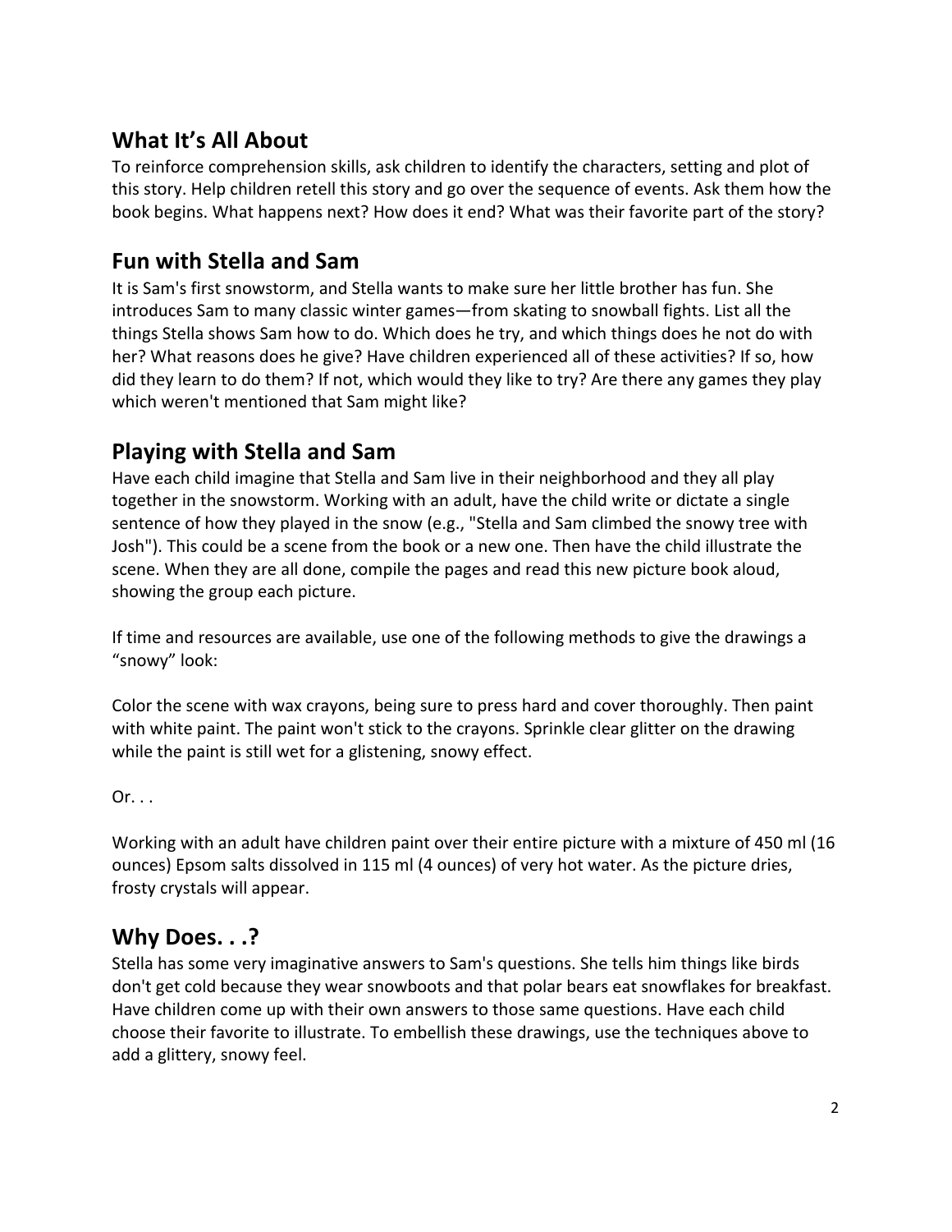## What It's All About

To reinforce comprehension skills, ask children to identify the characters, setting and plot of this story. Help children retell this story and go over the sequence of events. Ask them how the book begins. What happens next? How does it end? What was their favorite part of the story?

## Fun with Stella and Sam

It is Sam's first snowstorm, and Stella wants to make sure her little brother has fun. She introduces Sam to many classic winter games—from skating to snowball fights. List all the things Stella shows Sam how to do. Which does he try, and which things does he not do with her? What reasons does he give? Have children experienced all of these activities? If so, how did they learn to do them? If not, which would they like to try? Are there any games they play which weren't mentioned that Sam might like?

## Playing with Stella and Sam

Have each child imagine that Stella and Sam live in their neighborhood and they all play together in the snowstorm. Working with an adult, have the child write or dictate a single sentence of how they played in the snow (e.g., "Stella and Sam climbed the snowy tree with Josh"). This could be a scene from the book or a new one. Then have the child illustrate the scene. When they are all done, compile the pages and read this new picture book aloud, showing the group each picture.

If time and resources are available, use one of the following methods to give the drawings a "snowy" look:

Color the scene with wax crayons, being sure to press hard and cover thoroughly. Then paint with white paint. The paint won't stick to the crayons. Sprinkle clear glitter on the drawing while the paint is still wet for a glistening, snowy effect.

Or. . .

Working with an adult have children paint over their entire picture with a mixture of 450 ml (16 ounces) Epsom salts dissolved in 115 ml (4 ounces) of very hot water. As the picture dries, frosty crystals will appear.

## Why Does. . .?

Stella has some very imaginative answers to Sam's questions. She tells him things like birds don't get cold because they wear snowboots and that polar bears eat snowflakes for breakfast. Have children come up with their own answers to those same questions. Have each child choose their favorite to illustrate. To embellish these drawings, use the techniques above to add a glittery, snowy feel.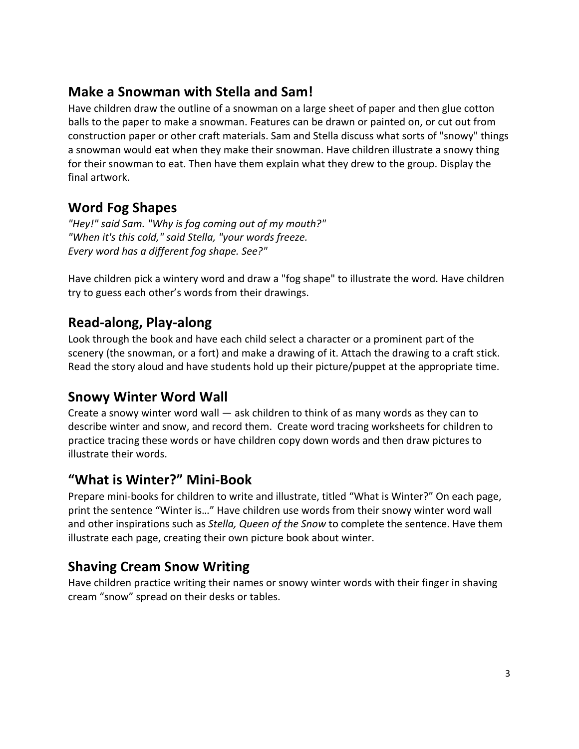## Make a Snowman with Stella and Sam!

Have children draw the outline of a snowman on a large sheet of paper and then glue cotton balls to the paper to make a snowman. Features can be drawn or painted on, or cut out from construction paper or other craft materials. Sam and Stella discuss what sorts of "snowy" things a snowman would eat when they make their snowman. Have children illustrate a snowy thing for their snowman to eat. Then have them explain what they drew to the group. Display the final artwork.

## Word Fog Shapes

*"Hey!" said Sam. "Why is fog coming out of my mouth?"*
*"When it's this cold," said Stella, "your words freeze.*
*Every word has a different fog shape. See?"*

Have children pick a wintery word and draw a "fog shape" to illustrate the word. Have children try to guess each other's words from their drawings.

## Read-along, Play-along

Look through the book and have each child select a character or a prominent part of the scenery (the snowman, or a fort) and make a drawing of it. Attach the drawing to a craft stick. Read the story aloud and have students hold up their picture/puppet at the appropriate time.

## Snowy Winter Word Wall

Create a snowy winter word wall — ask children to think of as many words as they can to describe winter and snow, and record them. Create word tracing worksheets for children to practice tracing these words or have children copy down words and then draw pictures to illustrate their words.

## "What is Winter?" Mini-Book

Prepare mini-books for children to write and illustrate, titled "What is Winter?" On each page, print the sentence "Winter is…" Have children use words from their snowy winter word wall and other inspirations such as *Stella, Queen of the Snow* to complete the sentence. Have them illustrate each page, creating their own picture book about winter.

## Shaving Cream Snow Writing

Have children practice writing their names or snowy winter words with their finger in shaving cream "snow" spread on their desks or tables.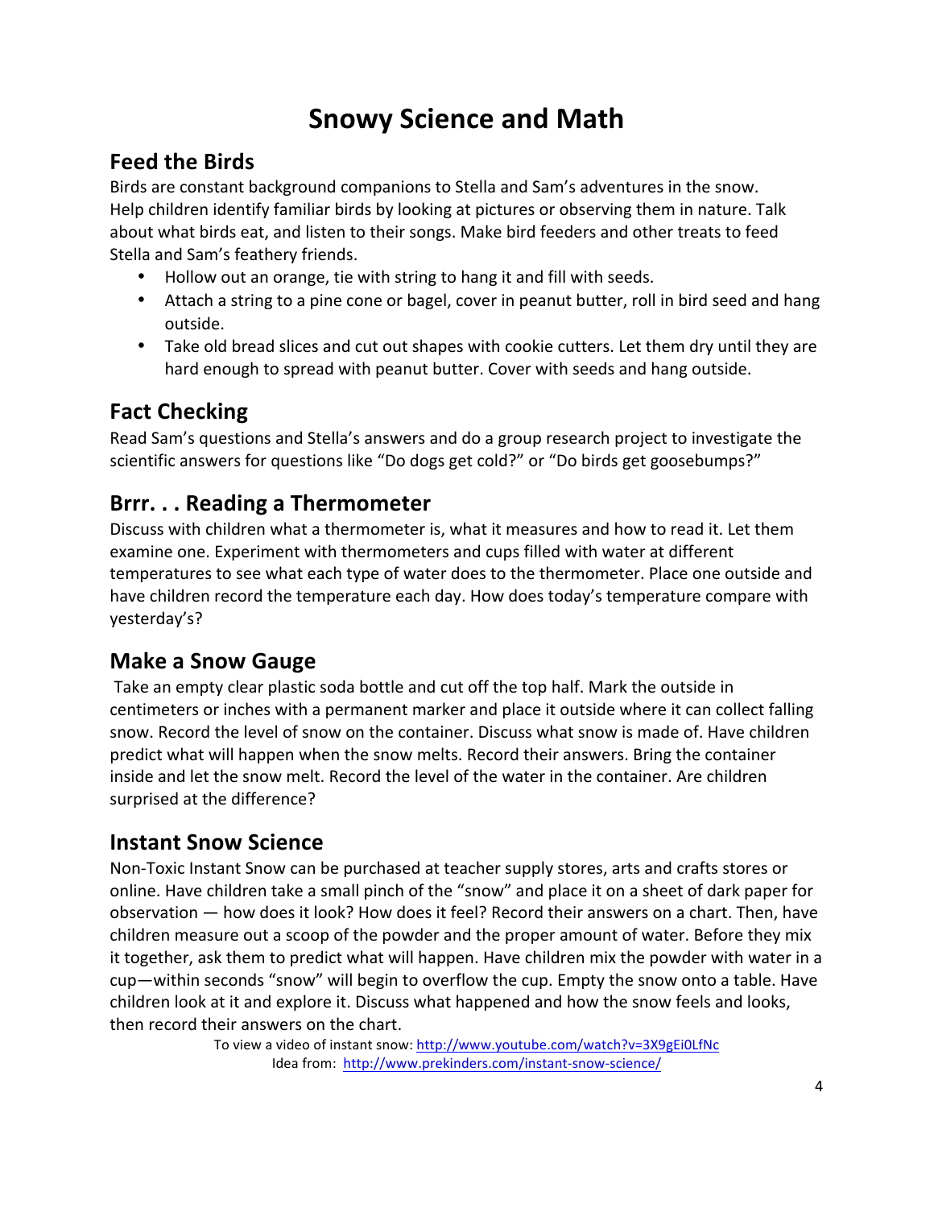# Snowy Science and Math

## Feed the Birds

Birds are constant background companions to Stella and Sam's adventures in the snow. Help children identify familiar birds by looking at pictures or observing them in nature. Talk about what birds eat, and listen to their songs. Make bird feeders and other treats to feed Stella and Sam's feathery friends.

- Hollow out an orange, tie with string to hang it and fill with seeds.
- Attach a string to a pine cone or bagel, cover in peanut butter, roll in bird seed and hang outside.
- Take old bread slices and cut out shapes with cookie cutters. Let them dry until they are hard enough to spread with peanut butter. Cover with seeds and hang outside.

## Fact Checking

Read Sam's questions and Stella's answers and do a group research project to investigate the scientific answers for questions like "Do dogs get cold?" or "Do birds get goosebumps?"

## Brrr. . . Reading a Thermometer

Discuss with children what a thermometer is, what it measures and how to read it. Let them examine one. Experiment with thermometers and cups filled with water at different temperatures to see what each type of water does to the thermometer. Place one outside and have children record the temperature each day. How does today's temperature compare with yesterday's?

## Make a Snow Gauge

Take an empty clear plastic soda bottle and cut off the top half. Mark the outside in centimeters or inches with a permanent marker and place it outside where it can collect falling snow. Record the level of snow on the container. Discuss what snow is made of. Have children predict what will happen when the snow melts. Record their answers. Bring the container inside and let the snow melt. Record the level of the water in the container. Are children surprised at the difference?

## Instant Snow Science

Non-Toxic Instant Snow can be purchased at teacher supply stores, arts and crafts stores or online. Have children take a small pinch of the "snow" and place it on a sheet of dark paper for observation — how does it look? How does it feel? Record their answers on a chart. Then, have children measure out a scoop of the powder and the proper amount of water. Before they mix it together, ask them to predict what will happen. Have children mix the powder with water in a cup—within seconds "snow" will begin to overflow the cup. Empty the snow onto a table. Have children look at it and explore it. Discuss what happened and how the snow feels and looks, then record their answers on the chart.

To view a video of instant snow: http://www.youtube.com/watch?v=3X9gEi0LfNc
Idea from: http://www.prekinders.com/instant-snow-science/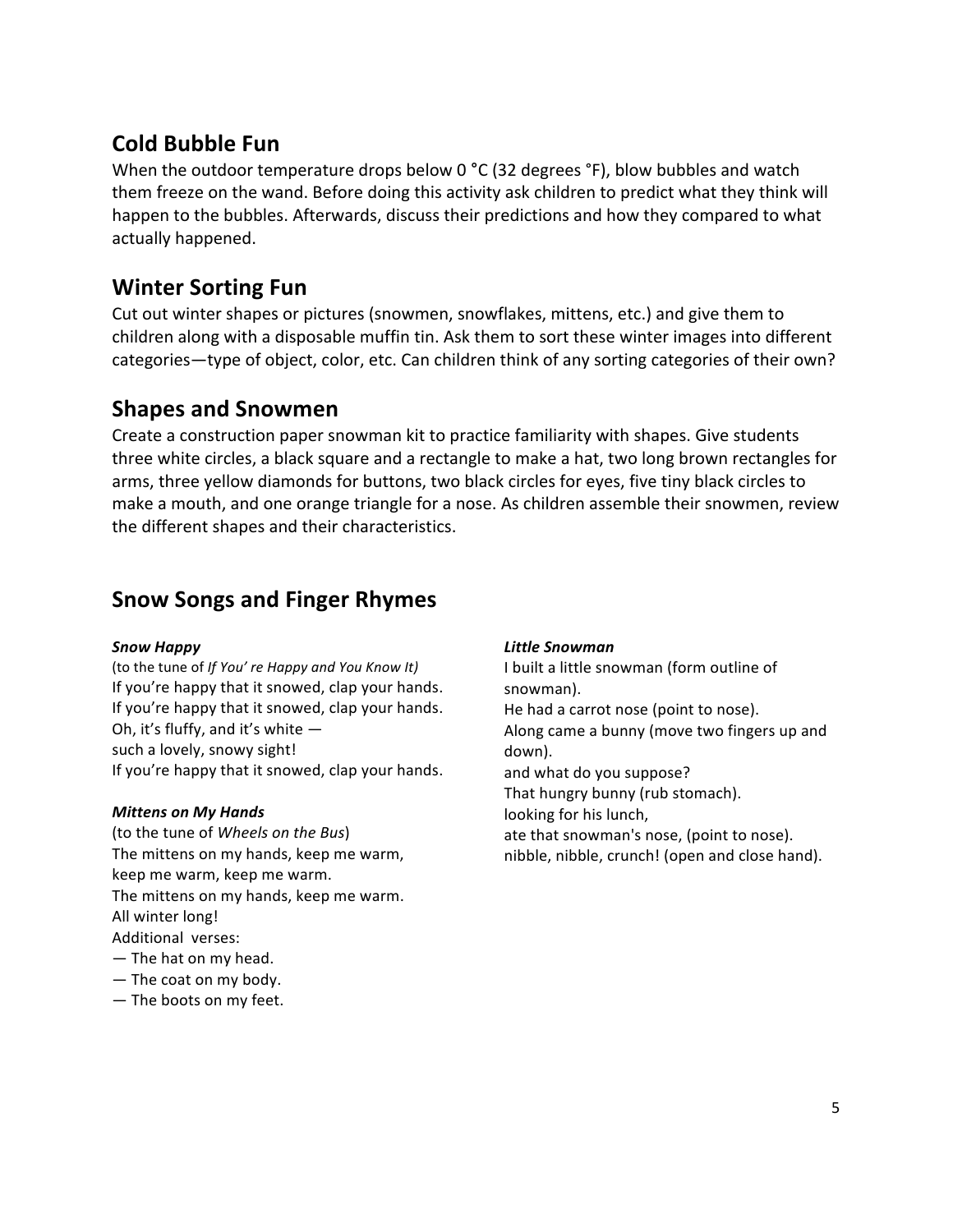## Cold Bubble Fun

When the outdoor temperature drops below 0 °C (32 degrees °F), blow bubbles and watch them freeze on the wand. Before doing this activity ask children to predict what they think will happen to the bubbles. Afterwards, discuss their predictions and how they compared to what actually happened.

## Winter Sorting Fun

Cut out winter shapes or pictures (snowmen, snowflakes, mittens, etc.) and give them to children along with a disposable muffin tin. Ask them to sort these winter images into different categories—type of object, color, etc. Can children think of any sorting categories of their own?

## Shapes and Snowmen

Create a construction paper snowman kit to practice familiarity with shapes. Give students three white circles, a black square and a rectangle to make a hat, two long brown rectangles for arms, three yellow diamonds for buttons, two black circles for eyes, five tiny black circles to make a mouth, and one orange triangle for a nose. As children assemble their snowmen, review the different shapes and their characteristics.

## Snow Songs and Finger Rhymes

***Snow Happy***

(to the tune of *If You' re Happy and You Know It)*

If you're happy that it snowed, clap your hands.
If you're happy that it snowed, clap your hands.
Oh, it's fluffy, and it's white —
such a lovely, snowy sight!
If you're happy that it snowed, clap your hands.

***Mittens on My Hands***

(to the tune of *Wheels on the Bus*)

The mittens on my hands, keep me warm,
keep me warm, keep me warm.
The mittens on my hands, keep me warm.
All winter long!
Additional verses:
— The hat on my head.
— The coat on my body.
— The boots on my feet.

***Little Snowman***

I built a little snowman (form outline of snowman).
He had a carrot nose (point to nose).
Along came a bunny (move two fingers up and down).
and what do you suppose?
That hungry bunny (rub stomach).
looking for his lunch,
ate that snowman's nose, (point to nose).
nibble, nibble, crunch! (open and close hand).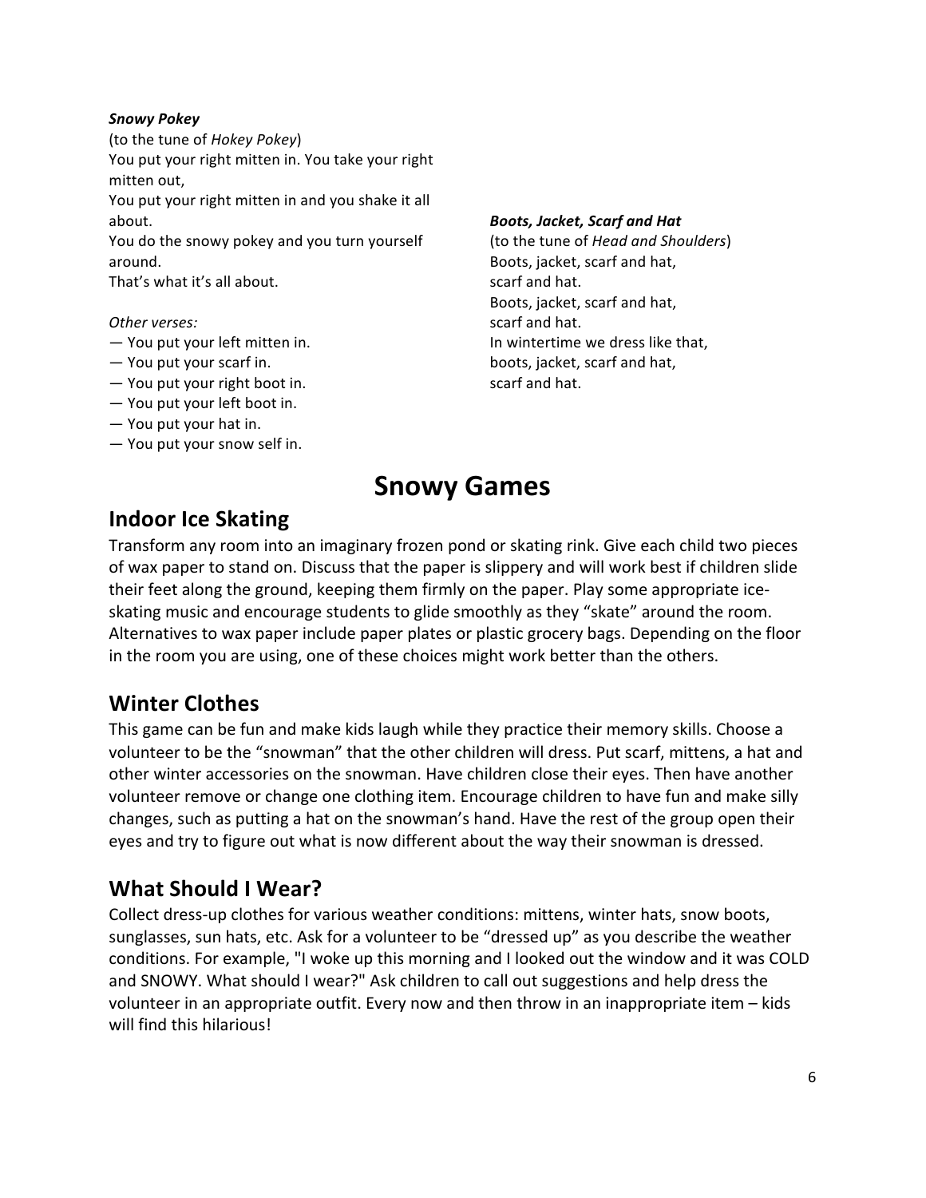***Snowy Pokey***
(to the tune of *Hokey Pokey*)
You put your right mitten in. You take your right mitten out,
You put your right mitten in and you shake it all about.
You do the snowy pokey and you turn yourself around.
That's what it's all about.

*Other verses:*
— You put your left mitten in.
— You put your scarf in.
— You put your right boot in.
— You put your left boot in.
— You put your hat in.
— You put your snow self in.

***Boots, Jacket, Scarf and Hat***
(to the tune of *Head and Shoulders*)
Boots, jacket, scarf and hat,
scarf and hat.
Boots, jacket, scarf and hat,
scarf and hat.
In wintertime we dress like that,
boots, jacket, scarf and hat,
scarf and hat.

# Snowy Games

## Indoor Ice Skating

Transform any room into an imaginary frozen pond or skating rink. Give each child two pieces of wax paper to stand on. Discuss that the paper is slippery and will work best if children slide their feet along the ground, keeping them firmly on the paper. Play some appropriate ice-skating music and encourage students to glide smoothly as they "skate" around the room. Alternatives to wax paper include paper plates or plastic grocery bags. Depending on the floor in the room you are using, one of these choices might work better than the others.

## Winter Clothes

This game can be fun and make kids laugh while they practice their memory skills. Choose a volunteer to be the "snowman" that the other children will dress. Put scarf, mittens, a hat and other winter accessories on the snowman. Have children close their eyes. Then have another volunteer remove or change one clothing item. Encourage children to have fun and make silly changes, such as putting a hat on the snowman's hand. Have the rest of the group open their eyes and try to figure out what is now different about the way their snowman is dressed.

## What Should I Wear?

Collect dress-up clothes for various weather conditions: mittens, winter hats, snow boots, sunglasses, sun hats, etc. Ask for a volunteer to be "dressed up" as you describe the weather conditions. For example, "I woke up this morning and I looked out the window and it was COLD and SNOWY. What should I wear?" Ask children to call out suggestions and help dress the volunteer in an appropriate outfit. Every now and then throw in an inappropriate item – kids will find this hilarious!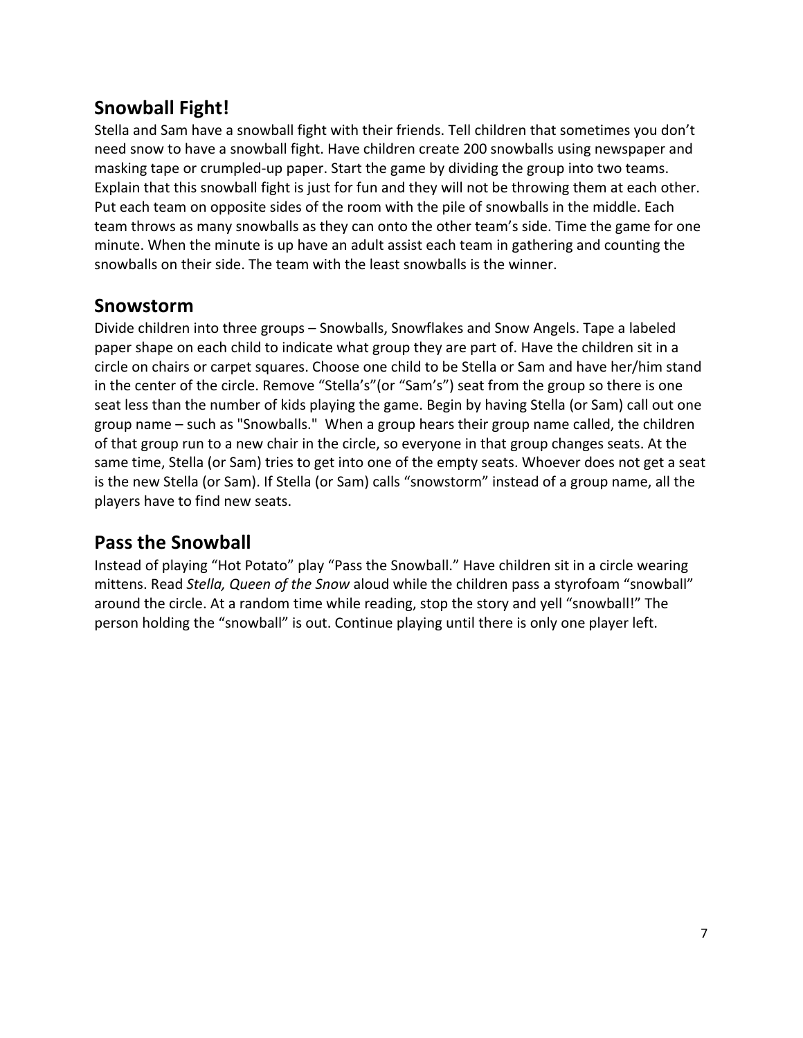## Snowball Fight!

Stella and Sam have a snowball fight with their friends. Tell children that sometimes you don't need snow to have a snowball fight. Have children create 200 snowballs using newspaper and masking tape or crumpled-up paper. Start the game by dividing the group into two teams. Explain that this snowball fight is just for fun and they will not be throwing them at each other. Put each team on opposite sides of the room with the pile of snowballs in the middle. Each team throws as many snowballs as they can onto the other team's side. Time the game for one minute. When the minute is up have an adult assist each team in gathering and counting the snowballs on their side. The team with the least snowballs is the winner.

## Snowstorm

Divide children into three groups – Snowballs, Snowflakes and Snow Angels. Tape a labeled paper shape on each child to indicate what group they are part of. Have the children sit in a circle on chairs or carpet squares. Choose one child to be Stella or Sam and have her/him stand in the center of the circle. Remove "Stella's"(or "Sam's") seat from the group so there is one seat less than the number of kids playing the game. Begin by having Stella (or Sam) call out one group name – such as "Snowballs." When a group hears their group name called, the children of that group run to a new chair in the circle, so everyone in that group changes seats. At the same time, Stella (or Sam) tries to get into one of the empty seats. Whoever does not get a seat is the new Stella (or Sam). If Stella (or Sam) calls "snowstorm" instead of a group name, all the players have to find new seats.

## Pass the Snowball

Instead of playing "Hot Potato" play "Pass the Snowball." Have children sit in a circle wearing mittens. Read *Stella, Queen of the Snow* aloud while the children pass a styrofoam "snowball" around the circle. At a random time while reading, stop the story and yell "snowball!" The person holding the "snowball" is out. Continue playing until there is only one player left.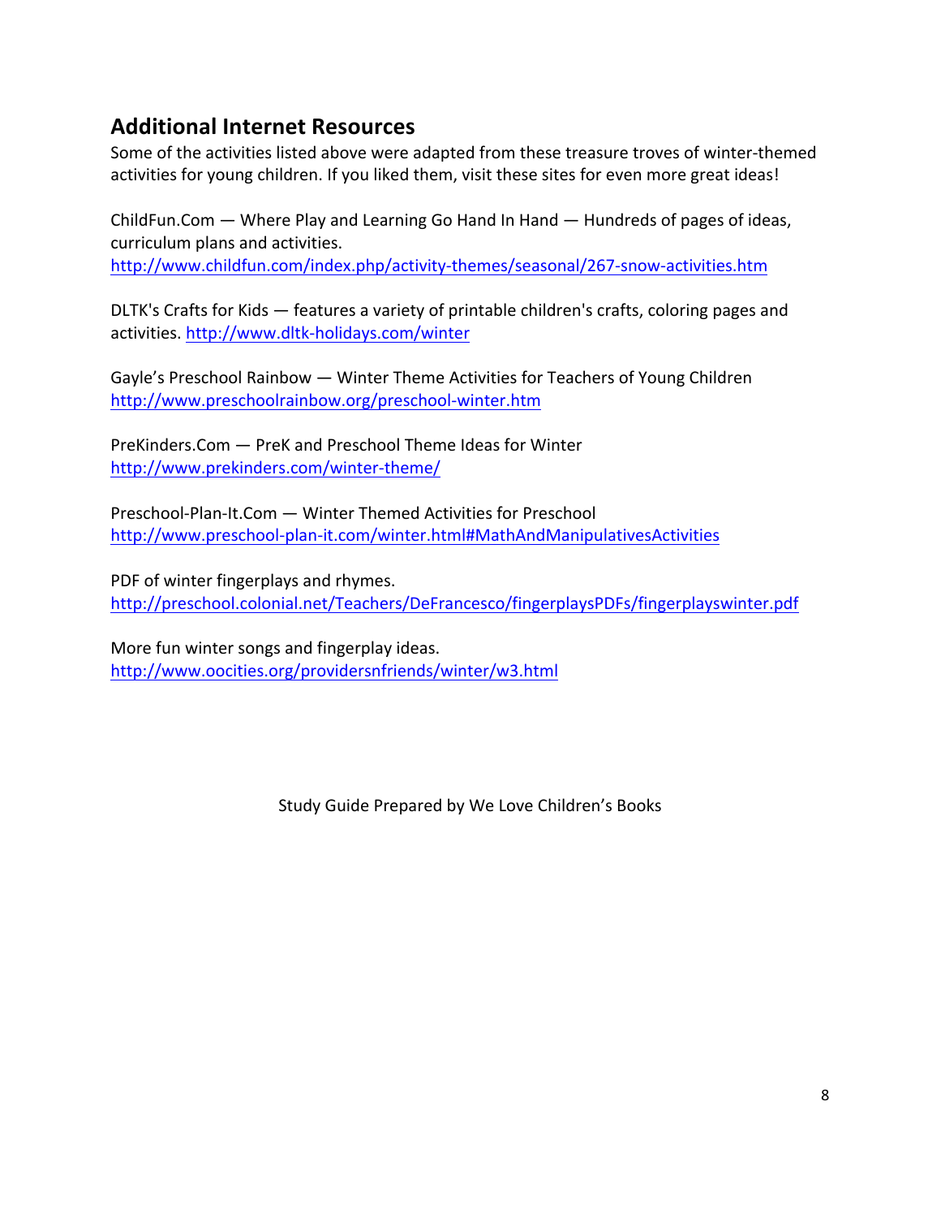## Additional Internet Resources

Some of the activities listed above were adapted from these treasure troves of winter-themed activities for young children. If you liked them, visit these sites for even more great ideas!

ChildFun.Com — Where Play and Learning Go Hand In Hand — Hundreds of pages of ideas, curriculum plans and activities.
http://www.childfun.com/index.php/activity-themes/seasonal/267-snow-activities.htm

DLTK's Crafts for Kids — features a variety of printable children's crafts, coloring pages and activities. http://www.dltk-holidays.com/winter

Gayle's Preschool Rainbow — Winter Theme Activities for Teachers of Young Children
http://www.preschoolrainbow.org/preschool-winter.htm

PreKinders.Com — PreK and Preschool Theme Ideas for Winter
http://www.prekinders.com/winter-theme/

Preschool-Plan-It.Com — Winter Themed Activities for Preschool
http://www.preschool-plan-it.com/winter.html#MathAndManipulativesActivities

PDF of winter fingerplays and rhymes.
http://preschool.colonial.net/Teachers/DeFrancesco/fingerplaysPDFs/fingerplayswinter.pdf

More fun winter songs and fingerplay ideas.
http://www.oocities.org/providersnfriends/winter/w3.html

Study Guide Prepared by We Love Children's Books